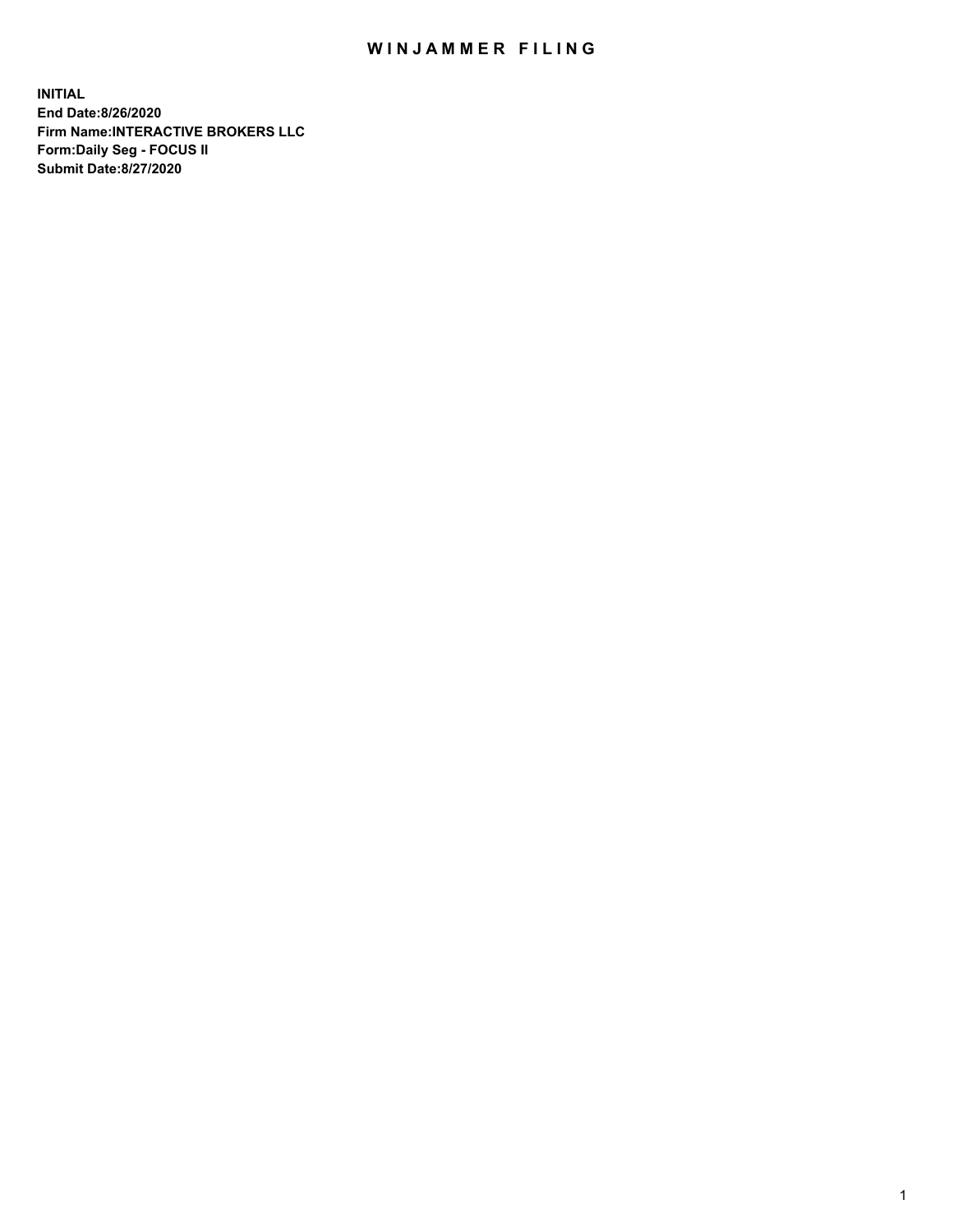# WINJAMMER FILING

**INITIAL**
**End Date:8/26/2020**
**Firm Name:INTERACTIVE BROKERS LLC**
**Form:Daily Seg - FOCUS II**
**Submit Date:8/27/2020**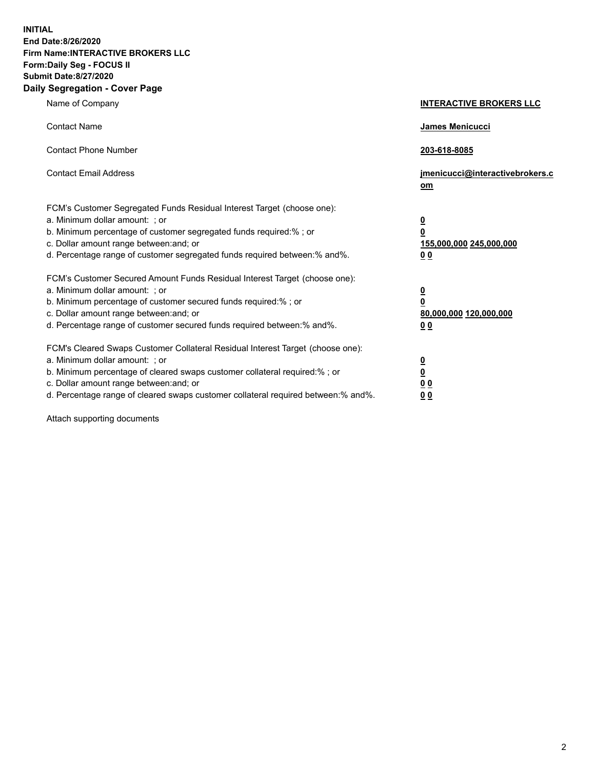**INITIAL**
**End Date:8/26/2020**
**Firm Name:INTERACTIVE BROKERS LLC**
**Form:Daily Seg - FOCUS II**
**Submit Date:8/27/2020**

## Daily Segregation - Cover Page

| | |
|---|---|
| Name of Company | **INTERACTIVE BROKERS LLC** |
| Contact Name | **James Menicucci** |
| Contact Phone Number | **203-618-8085** |
| Contact Email Address | **jmenicucci@interactivebrokers.com** |

FCM's Customer Segregated Funds Residual Interest Target (choose one):

| | |
|---|---|
| a. Minimum dollar amount: ; or | **0** |
| b. Minimum percentage of customer segregated funds required:% ; or | **0** |
| c. Dollar amount range between:and; or | **155,000,000 245,000,000** |
| d. Percentage range of customer segregated funds required between:% and%. | **0 0** |

FCM's Customer Secured Amount Funds Residual Interest Target (choose one):

| | |
|---|---|
| a. Minimum dollar amount: ; or | **0** |
| b. Minimum percentage of customer secured funds required:% ; or | **0** |
| c. Dollar amount range between:and; or | **80,000,000 120,000,000** |
| d. Percentage range of customer secured funds required between:% and%. | **0 0** |

FCM's Cleared Swaps Customer Collateral Residual Interest Target (choose one):

| | |
|---|---|
| a. Minimum dollar amount: ; or | **0** |
| b. Minimum percentage of cleared swaps customer collateral required:% ; or | **0** |
| c. Dollar amount range between:and; or | **0 0** |
| d. Percentage range of cleared swaps customer collateral required between:% and%. | **0 0** |

Attach supporting documents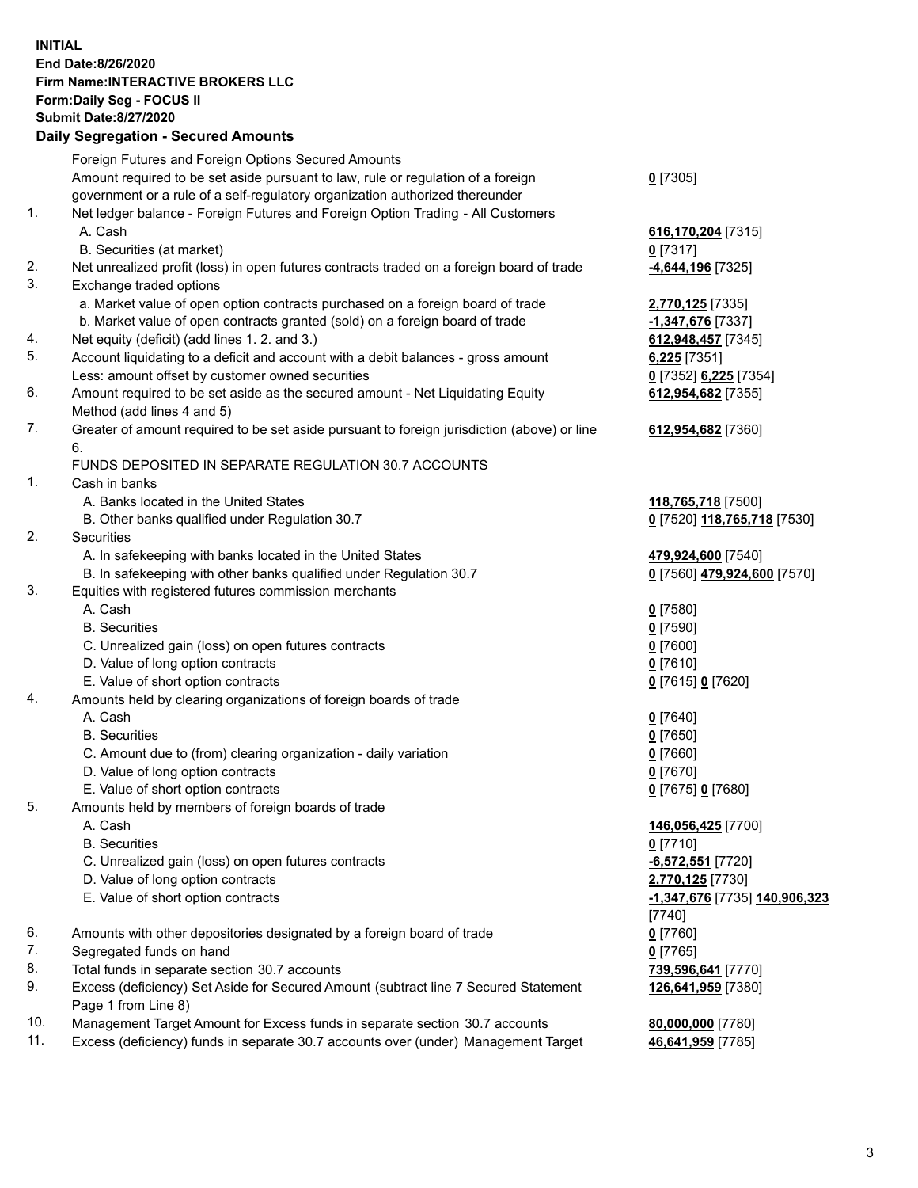**INITIAL**
**End Date:8/26/2020**
**Firm Name:INTERACTIVE BROKERS LLC**
**Form:Daily Seg - FOCUS II**
**Submit Date:8/27/2020**

## Daily Segregation - Secured Amounts

| | | |
|---|---|---|
| | Foreign Futures and Foreign Options Secured Amounts | |
| | Amount required to be set aside pursuant to law, rule or regulation of a foreign government or a rule of a self-regulatory organization authorized thereunder | **0** [7305] |
| 1. | Net ledger balance - Foreign Futures and Foreign Option Trading - All Customers | |
| | A. Cash | **616,170,204** [7315] |
| | B. Securities (at market) | **0** [7317] |
| 2. | Net unrealized profit (loss) in open futures contracts traded on a foreign board of trade | **-4,644,196** [7325] |
| 3. | Exchange traded options | |
| | a. Market value of open option contracts purchased on a foreign board of trade | **2,770,125** [7335] |
| | b. Market value of open contracts granted (sold) on a foreign board of trade | **-1,347,676** [7337] |
| 4. | Net equity (deficit) (add lines 1. 2. and 3.) | **612,948,457** [7345] |
| 5. | Account liquidating to a deficit and account with a debit balances - gross amount | **6,225** [7351] |
| | Less: amount offset by customer owned securities | **0** [7352] **6,225** [7354] |
| 6. | Amount required to be set aside as the secured amount - Net Liquidating Equity Method (add lines 4 and 5) | **612,954,682** [7355] |
| 7. | Greater of amount required to be set aside pursuant to foreign jurisdiction (above) or line 6. | **612,954,682** [7360] |
| | FUNDS DEPOSITED IN SEPARATE REGULATION 30.7 ACCOUNTS | |
| 1. | Cash in banks | |
| | A. Banks located in the United States | **118,765,718** [7500] |
| | B. Other banks qualified under Regulation 30.7 | **0** [7520] **118,765,718** [7530] |
| 2. | Securities | |
| | A. In safekeeping with banks located in the United States | **479,924,600** [7540] |
| | B. In safekeeping with other banks qualified under Regulation 30.7 | **0** [7560] **479,924,600** [7570] |
| 3. | Equities with registered futures commission merchants | |
| | A. Cash | **0** [7580] |
| | B. Securities | **0** [7590] |
| | C. Unrealized gain (loss) on open futures contracts | **0** [7600] |
| | D. Value of long option contracts | **0** [7610] |
| | E. Value of short option contracts | **0** [7615] **0** [7620] |
| 4. | Amounts held by clearing organizations of foreign boards of trade | |
| | A. Cash | **0** [7640] |
| | B. Securities | **0** [7650] |
| | C. Amount due to (from) clearing organization - daily variation | **0** [7660] |
| | D. Value of long option contracts | **0** [7670] |
| | E. Value of short option contracts | **0** [7675] **0** [7680] |
| 5. | Amounts held by members of foreign boards of trade | |
| | A. Cash | **146,056,425** [7700] |
| | B. Securities | **0** [7710] |
| | C. Unrealized gain (loss) on open futures contracts | **-6,572,551** [7720] |
| | D. Value of long option contracts | **2,770,125** [7730] |
| | E. Value of short option contracts | **-1,347,676** [7735] **140,906,323** [7740] |
| 6. | Amounts with other depositories designated by a foreign board of trade | **0** [7760] |
| 7. | Segregated funds on hand | **0** [7765] |
| 8. | Total funds in separate section 30.7 accounts | **739,596,641** [7770] |
| 9. | Excess (deficiency) Set Aside for Secured Amount (subtract line 7 Secured Statement Page 1 from Line 8) | **126,641,959** [7380] |
| 10. | Management Target Amount for Excess funds in separate section 30.7 accounts | **80,000,000** [7780] |
| 11. | Excess (deficiency) funds in separate 30.7 accounts over (under) Management Target | **46,641,959** [7785] |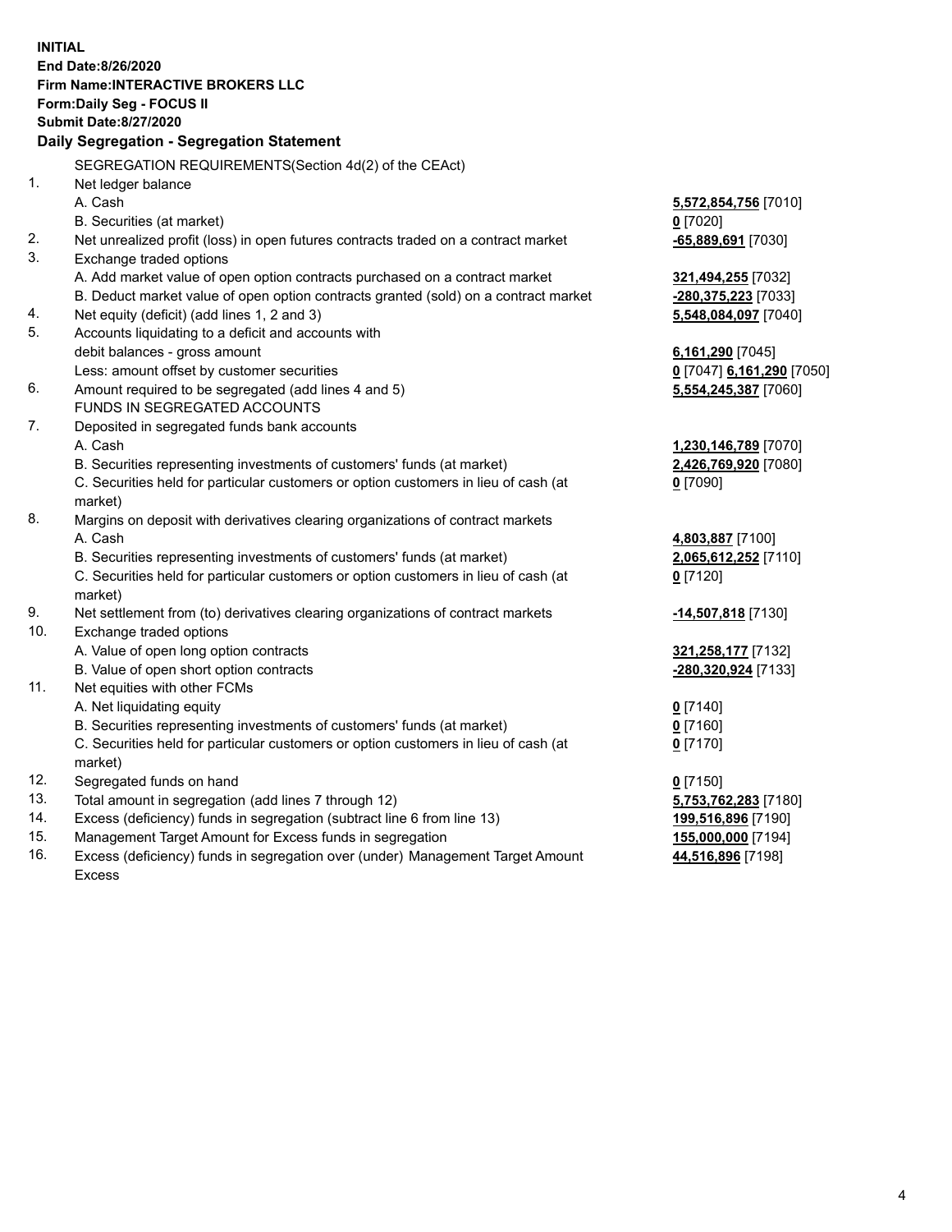**INITIAL**
**End Date:8/26/2020**
**Firm Name:INTERACTIVE BROKERS LLC**
**Form:Daily Seg - FOCUS II**
**Submit Date:8/27/2020**

## Daily Segregation - Segregation Statement

SEGREGATION REQUIREMENTS(Section 4d(2) of the CEAct)

| | | |
|---|---|---|
| 1. | Net ledger balance | |
| | A. Cash | **5,572,854,756** [7010] |
| | B. Securities (at market) | **0** [7020] |
| 2. | Net unrealized profit (loss) in open futures contracts traded on a contract market | **-65,889,691** [7030] |
| 3. | Exchange traded options | |
| | A. Add market value of open option contracts purchased on a contract market | **321,494,255** [7032] |
| | B. Deduct market value of open option contracts granted (sold) on a contract market | **-280,375,223** [7033] |
| 4. | Net equity (deficit) (add lines 1, 2 and 3) | **5,548,084,097** [7040] |
| 5. | Accounts liquidating to a deficit and accounts with debit balances - gross amount | **6,161,290** [7045] |
| | Less: amount offset by customer securities | **0** [7047] **6,161,290** [7050] |
| 6. | Amount required to be segregated (add lines 4 and 5) | **5,554,245,387** [7060] |
| | FUNDS IN SEGREGATED ACCOUNTS | |
| 7. | Deposited in segregated funds bank accounts | |
| | A. Cash | **1,230,146,789** [7070] |
| | B. Securities representing investments of customers' funds (at market) | **2,426,769,920** [7080] |
| | C. Securities held for particular customers or option customers in lieu of cash (at market) | **0** [7090] |
| 8. | Margins on deposit with derivatives clearing organizations of contract markets | |
| | A. Cash | **4,803,887** [7100] |
| | B. Securities representing investments of customers' funds (at market) | **2,065,612,252** [7110] |
| | C. Securities held for particular customers or option customers in lieu of cash (at market) | **0** [7120] |
| 9. | Net settlement from (to) derivatives clearing organizations of contract markets | **-14,507,818** [7130] |
| 10. | Exchange traded options | |
| | A. Value of open long option contracts | **321,258,177** [7132] |
| | B. Value of open short option contracts | **-280,320,924** [7133] |
| 11. | Net equities with other FCMs | |
| | A. Net liquidating equity | **0** [7140] |
| | B. Securities representing investments of customers' funds (at market) | **0** [7160] |
| | C. Securities held for particular customers or option customers in lieu of cash (at market) | **0** [7170] |
| 12. | Segregated funds on hand | **0** [7150] |
| 13. | Total amount in segregation (add lines 7 through 12) | **5,753,762,283** [7180] |
| 14. | Excess (deficiency) funds in segregation (subtract line 6 from line 13) | **199,516,896** [7190] |
| 15. | Management Target Amount for Excess funds in segregation | **155,000,000** [7194] |
| 16. | Excess (deficiency) funds in segregation over (under) Management Target Amount Excess | **44,516,896** [7198] |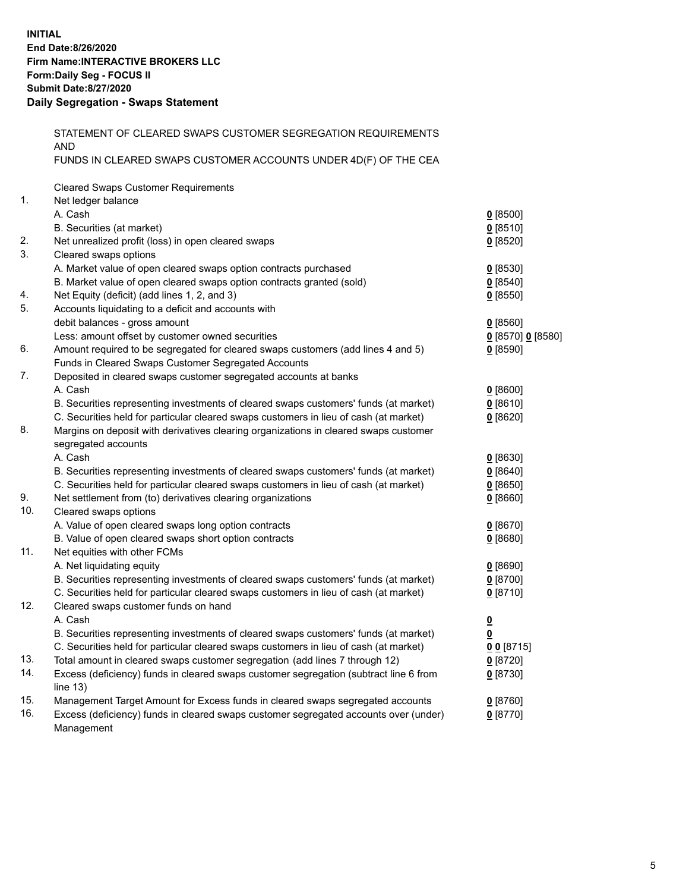**INITIAL**
**End Date:8/26/2020**
**Firm Name:INTERACTIVE BROKERS LLC**
**Form:Daily Seg - FOCUS II**
**Submit Date:8/27/2020**
**Daily Segregation - Swaps Statement**

STATEMENT OF CLEARED SWAPS CUSTOMER SEGREGATION REQUIREMENTS AND FUNDS IN CLEARED SWAPS CUSTOMER ACCOUNTS UNDER 4D(F) OF THE CEA

| | | |
|---|---|---|
| | Cleared Swaps Customer Requirements | |
| 1. | Net ledger balance | |
| | A. Cash | 0 [8500] |
| | B. Securities (at market) | 0 [8510] |
| 2. | Net unrealized profit (loss) in open cleared swaps | 0 [8520] |
| 3. | Cleared swaps options | |
| | A. Market value of open cleared swaps option contracts purchased | 0 [8530] |
| | B. Market value of open cleared swaps option contracts granted (sold) | 0 [8540] |
| 4. | Net Equity (deficit) (add lines 1, 2, and 3) | 0 [8550] |
| 5. | Accounts liquidating to a deficit and accounts with debit balances - gross amount | 0 [8560] |
| | Less: amount offset by customer owned securities | 0 [8570] 0 [8580] |
| 6. | Amount required to be segregated for cleared swaps customers (add lines 4 and 5) | 0 [8590] |
| | Funds in Cleared Swaps Customer Segregated Accounts | |
| 7. | Deposited in cleared swaps customer segregated accounts at banks | |
| | A. Cash | 0 [8600] |
| | B. Securities representing investments of cleared swaps customers' funds (at market) | 0 [8610] |
| | C. Securities held for particular cleared swaps customers in lieu of cash (at market) | 0 [8620] |
| 8. | Margins on deposit with derivatives clearing organizations in cleared swaps customer segregated accounts | |
| | A. Cash | 0 [8630] |
| | B. Securities representing investments of cleared swaps customers' funds (at market) | 0 [8640] |
| | C. Securities held for particular cleared swaps customers in lieu of cash (at market) | 0 [8650] |
| 9. | Net settlement from (to) derivatives clearing organizations | 0 [8660] |
| 10. | Cleared swaps options | |
| | A. Value of open cleared swaps long option contracts | 0 [8670] |
| | B. Value of open cleared swaps short option contracts | 0 [8680] |
| 11. | Net equities with other FCMs | |
| | A. Net liquidating equity | 0 [8690] |
| | B. Securities representing investments of cleared swaps customers' funds (at market) | 0 [8700] |
| | C. Securities held for particular cleared swaps customers in lieu of cash (at market) | 0 [8710] |
| 12. | Cleared swaps customer funds on hand | |
| | A. Cash | 0 |
| | B. Securities representing investments of cleared swaps customers' funds (at market) | 0 |
| | C. Securities held for particular cleared swaps customers in lieu of cash (at market) | 0 0 [8715] |
| 13. | Total amount in cleared swaps customer segregation (add lines 7 through 12) | 0 [8720] |
| 14. | Excess (deficiency) funds in cleared swaps customer segregation (subtract line 6 from line 13) | 0 [8730] |
| 15. | Management Target Amount for Excess funds in cleared swaps segregated accounts | 0 [8760] |
| 16. | Excess (deficiency) funds in cleared swaps customer segregated accounts over (under) Management | 0 [8770] |